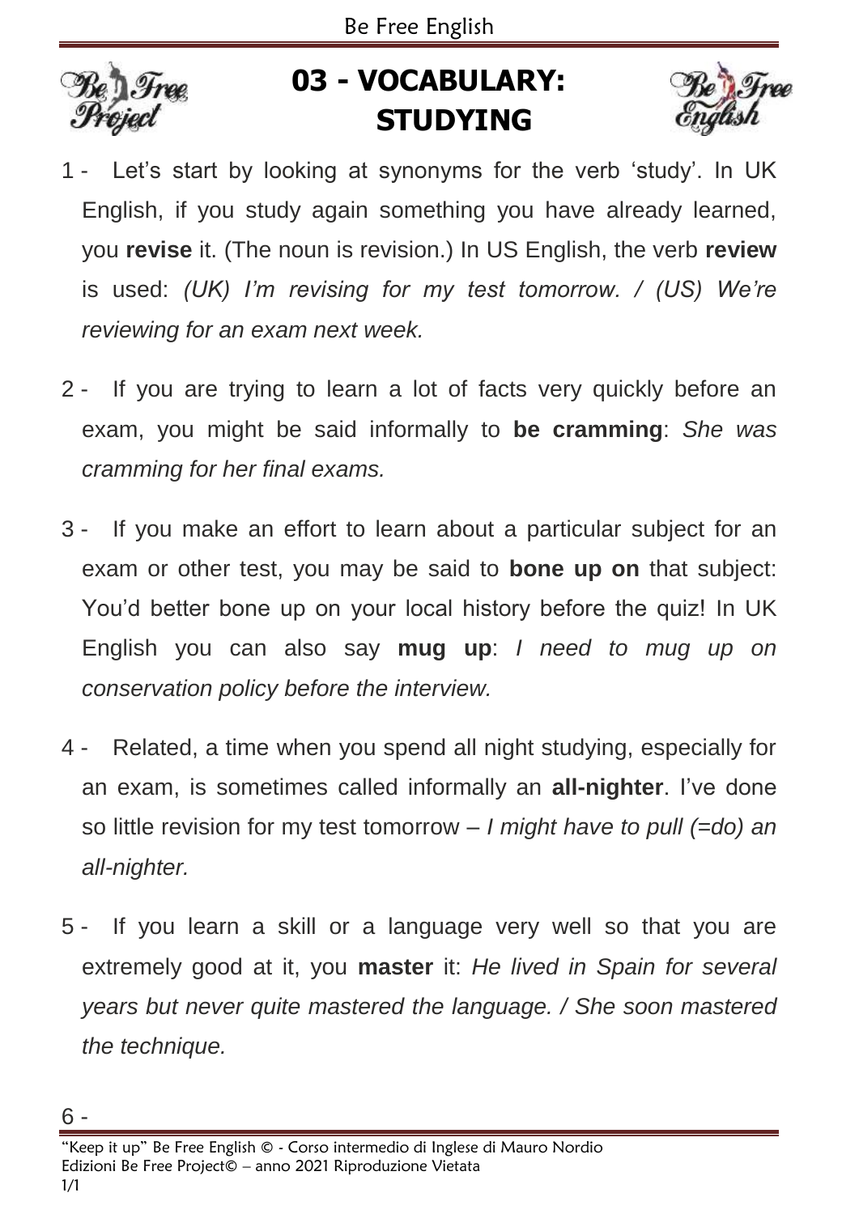# 03 - VOCABULARY: STUDYING

1 - Let's start by looking at synonyms for the verb 'study'. In UK English, if you study again something you have already learned, you **revise** it. (The noun is revision.) In US English, the verb **review** is used: *(UK) I'm revising for my test tomorrow. / (US) We're reviewing for an exam next week.*

2 - If you are trying to learn a lot of facts very quickly before an exam, you might be said informally to **be cramming**: *She was cramming for her final exams.*

3 - If you make an effort to learn about a particular subject for an exam or other test, you may be said to **bone up on** that subject: You'd better bone up on your local history before the quiz! In UK English you can also say **mug up**: *I need to mug up on conservation policy before the interview.*

4 - Related, a time when you spend all night studying, especially for an exam, is sometimes called informally an **all-nighter**. I've done so little revision for my test tomorrow – *I might have to pull (=do) an all-nighter.*

5 - If you learn a skill or a language very well so that you are extremely good at it, you **master** it: *He lived in Spain for several years but never quite mastered the language. / She soon mastered the technique.*

6 -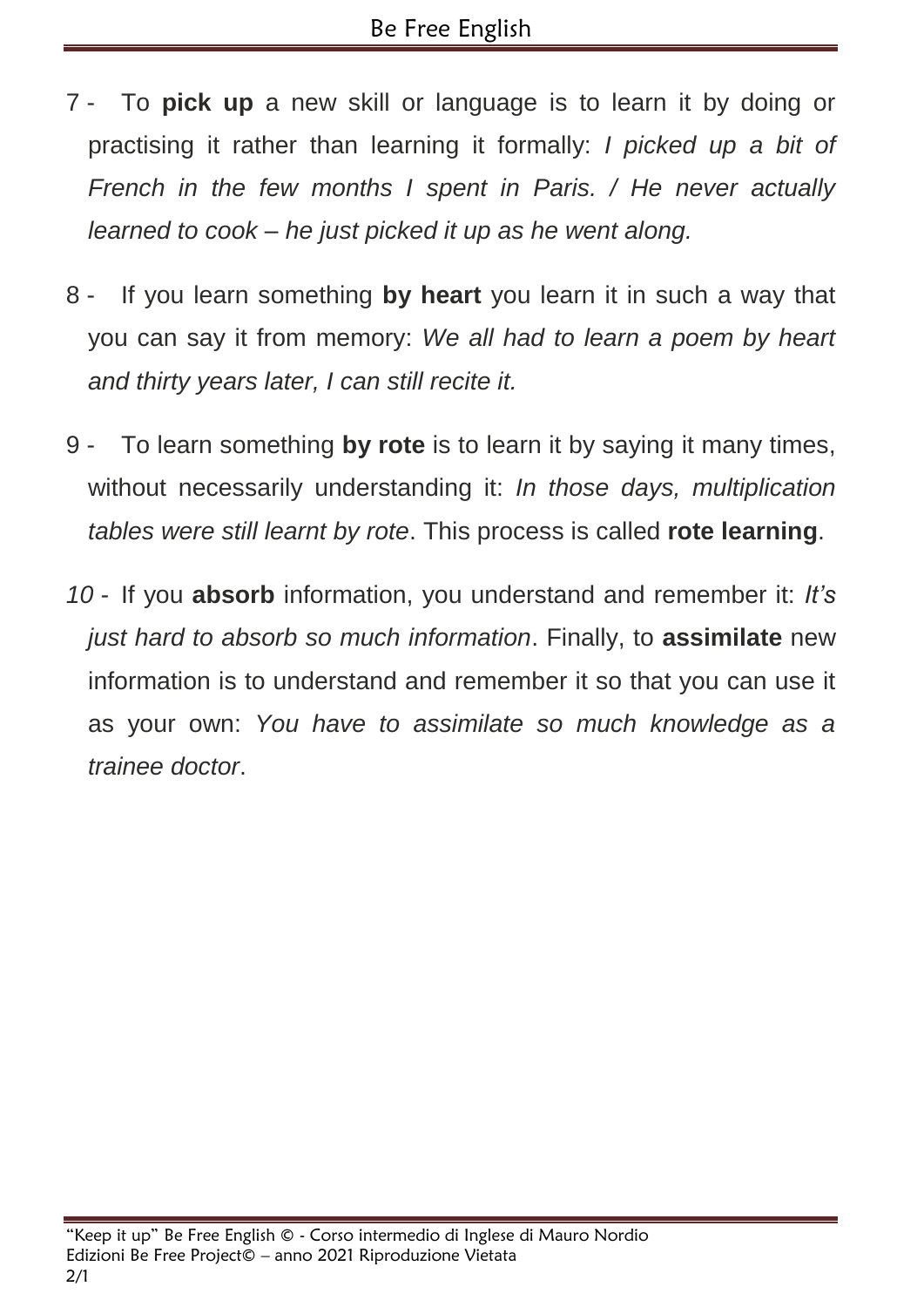7 - To **pick up** a new skill or language is to learn it by doing or practising it rather than learning it formally: *I picked up a bit of French in the few months I spent in Paris. / He never actually learned to cook – he just picked it up as he went along.*

8 - If you learn something **by heart** you learn it in such a way that you can say it from memory: *We all had to learn a poem by heart and thirty years later, I can still recite it.*

9 - To learn something **by rote** is to learn it by saying it many times, without necessarily understanding it: *In those days, multiplication tables were still learnt by rote*. This process is called **rote learning**.

*10 -* If you **absorb** information, you understand and remember it: *It's just hard to absorb so much information*. Finally, to **assimilate** new information is to understand and remember it so that you can use it as your own: *You have to assimilate so much knowledge as a trainee doctor*.